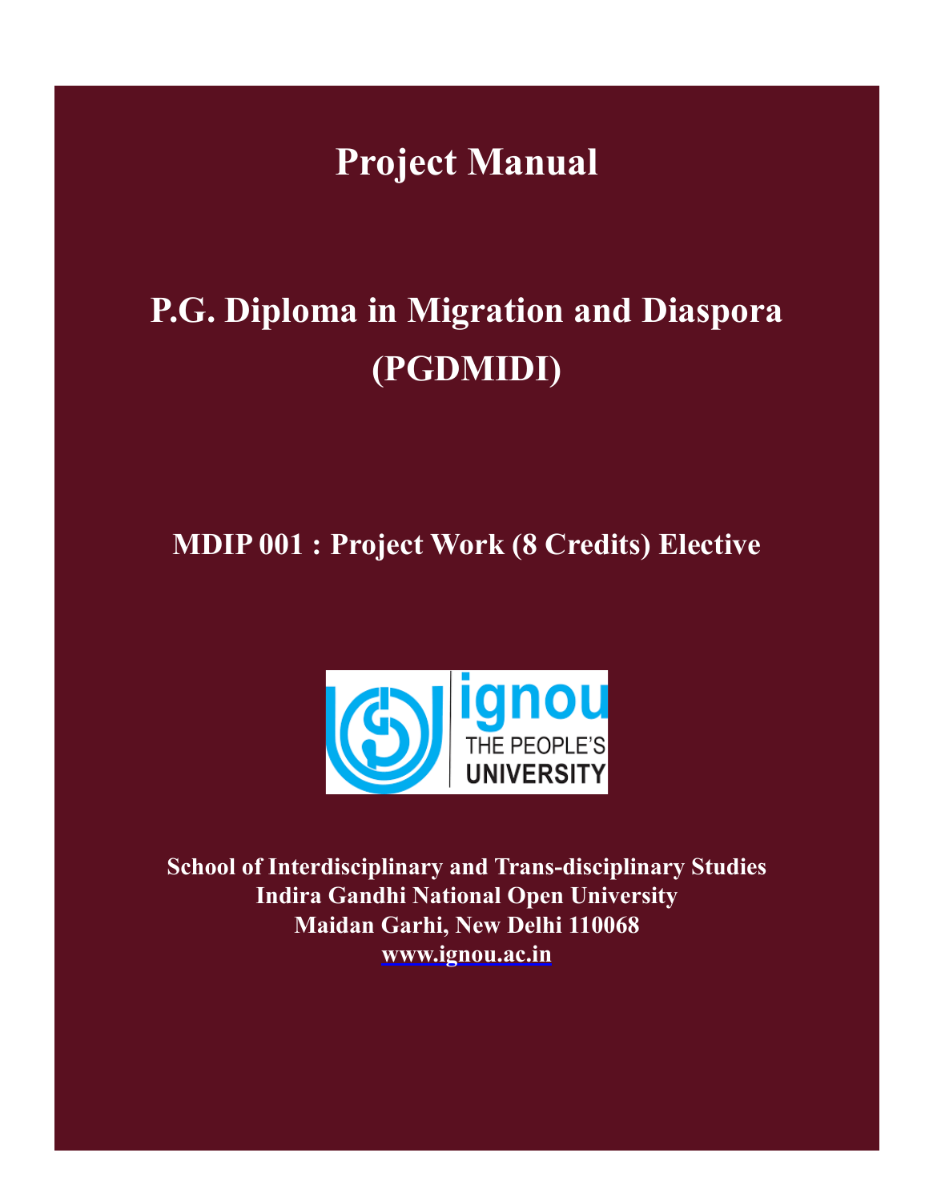# Project Manual

# P.G. Diploma in Migration and Diaspora (PGDMIDI)

## MDIP 001 : Project Work (8 Credits) Elective

**School of Interdisciplinary and Trans-disciplinary Studies**
**Indira Gandhi National Open University**
**Maidan Garhi, New Delhi 110068**
**www.ignou.ac.in**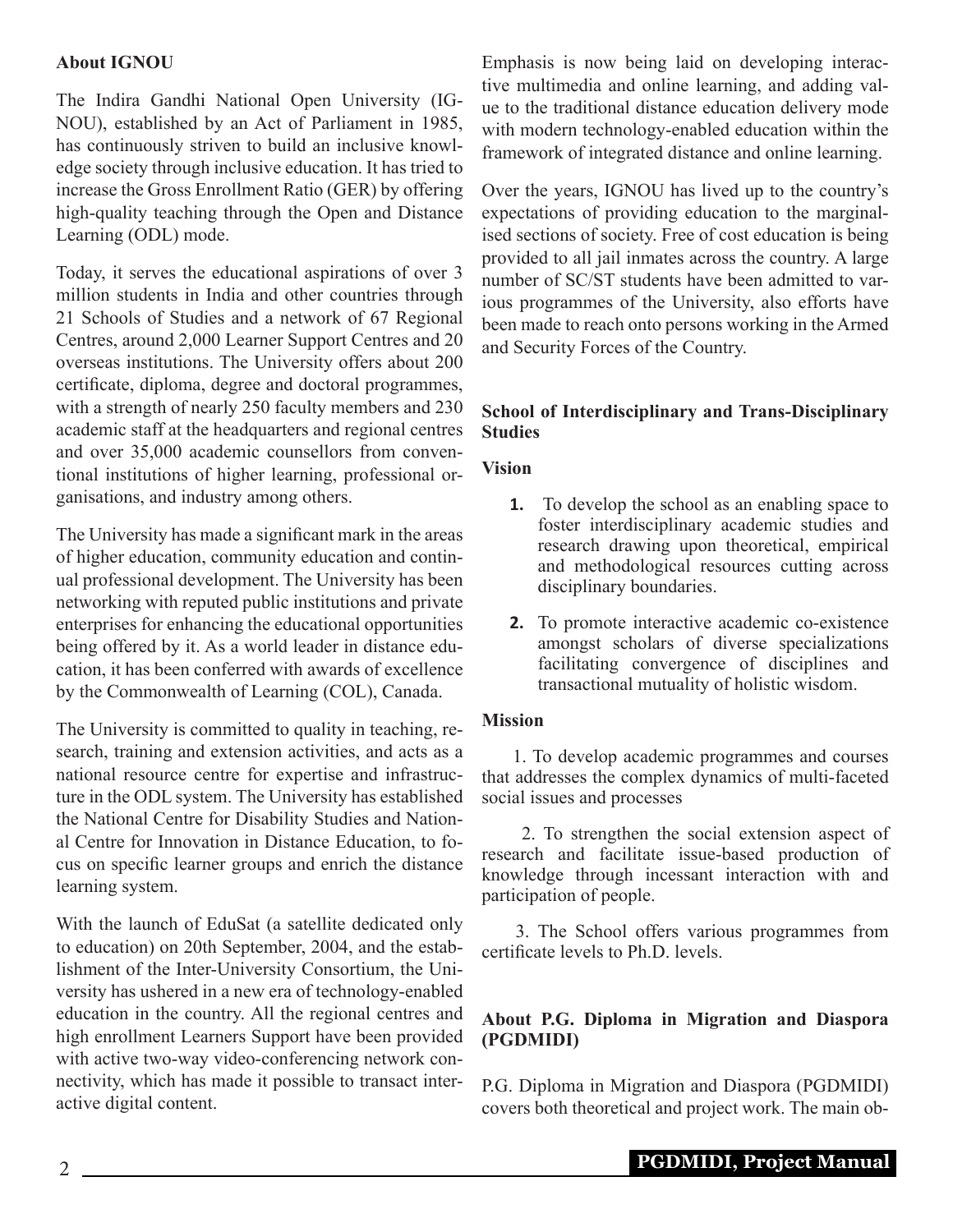## About IGNOU

The Indira Gandhi National Open University (IGNOU), established by an Act of Parliament in 1985, has continuously striven to build an inclusive knowledge society through inclusive education. It has tried to increase the Gross Enrollment Ratio (GER) by offering high-quality teaching through the Open and Distance Learning (ODL) mode.

Today, it serves the educational aspirations of over 3 million students in India and other countries through 21 Schools of Studies and a network of 67 Regional Centres, around 2,000 Learner Support Centres and 20 overseas institutions. The University offers about 200 certificate, diploma, degree and doctoral programmes, with a strength of nearly 250 faculty members and 230 academic staff at the headquarters and regional centres and over 35,000 academic counsellors from conventional institutions of higher learning, professional organisations, and industry among others.

The University has made a significant mark in the areas of higher education, community education and continual professional development. The University has been networking with reputed public institutions and private enterprises for enhancing the educational opportunities being offered by it. As a world leader in distance education, it has been conferred with awards of excellence by the Commonwealth of Learning (COL), Canada.

The University is committed to quality in teaching, research, training and extension activities, and acts as a national resource centre for expertise and infrastructure in the ODL system. The University has established the National Centre for Disability Studies and National Centre for Innovation in Distance Education, to focus on specific learner groups and enrich the distance learning system.

With the launch of EduSat (a satellite dedicated only to education) on 20th September, 2004, and the establishment of the Inter-University Consortium, the University has ushered in a new era of technology-enabled education in the country. All the regional centres and high enrollment Learners Support have been provided with active two-way video-conferencing network connectivity, which has made it possible to transact interactive digital content.

Emphasis is now being laid on developing interactive multimedia and online learning, and adding value to the traditional distance education delivery mode with modern technology-enabled education within the framework of integrated distance and online learning.

Over the years, IGNOU has lived up to the country's expectations of providing education to the marginalised sections of society. Free of cost education is being provided to all jail inmates across the country. A large number of SC/ST students have been admitted to various programmes of the University, also efforts have been made to reach onto persons working in the Armed and Security Forces of the Country.

## School of Interdisciplinary and Trans-Disciplinary Studies

### Vision

1. To develop the school as an enabling space to foster interdisciplinary academic studies and research drawing upon theoretical, empirical and methodological resources cutting across disciplinary boundaries.
2. To promote interactive academic co-existence amongst scholars of diverse specializations facilitating convergence of disciplines and transactional mutuality of holistic wisdom.

### Mission

1. To develop academic programmes and courses that addresses the complex dynamics of multi-faceted social issues and processes
2. To strengthen the social extension aspect of research and facilitate issue-based production of knowledge through incessant interaction with and participation of people.
3. The School offers various programmes from certificate levels to Ph.D. levels.

## About P.G. Diploma in Migration and Diaspora (PGDMIDI)

P.G. Diploma in Migration and Diaspora (PGDMIDI) covers both theoretical and project work. The main ob-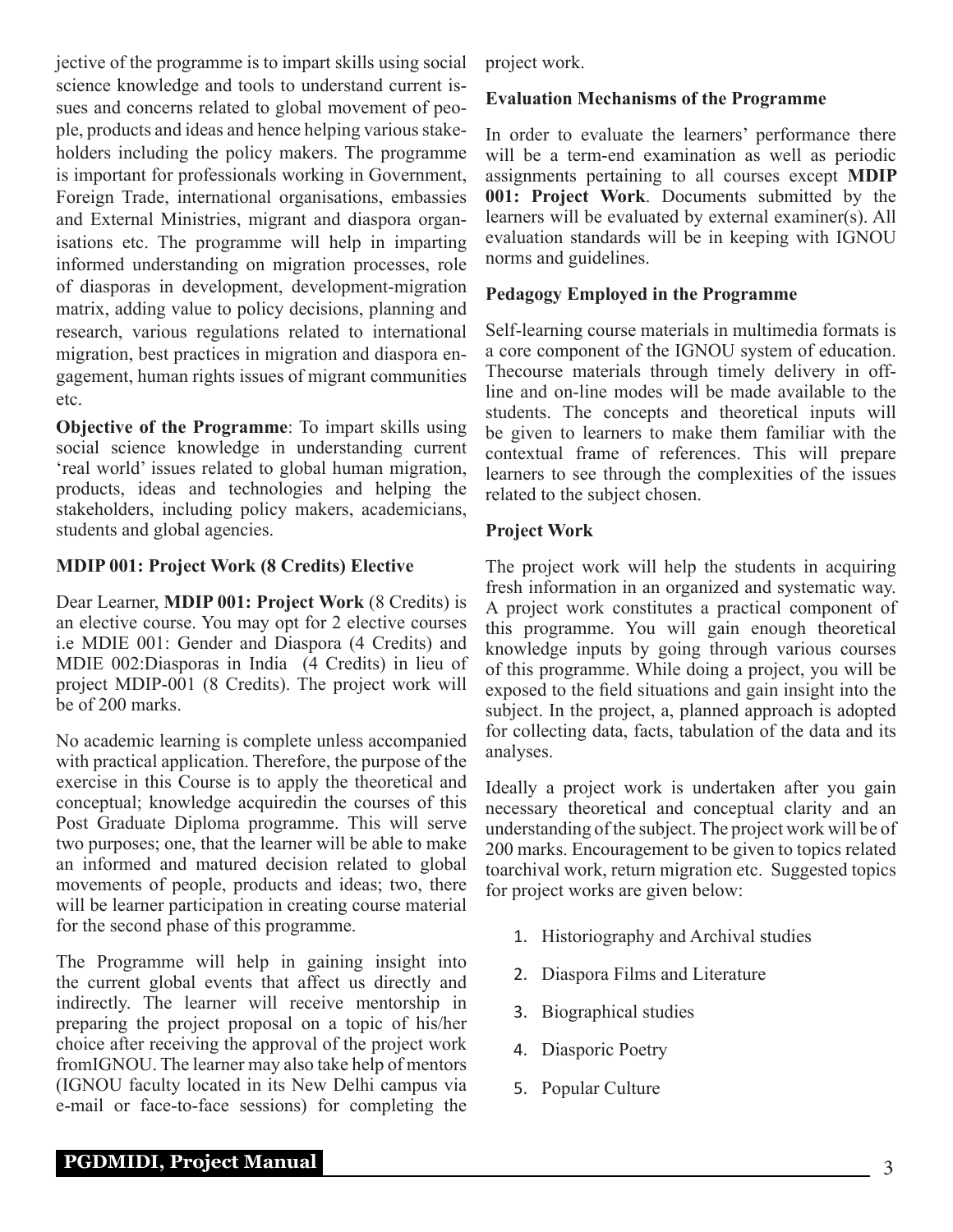jective of the programme is to impart skills using social science knowledge and tools to understand current issues and concerns related to global movement of people, products and ideas and hence helping various stakeholders including the policy makers. The programme is important for professionals working in Government, Foreign Trade, international organisations, embassies and External Ministries, migrant and diaspora organisations etc. The programme will help in imparting informed understanding on migration processes, role of diasporas in development, development-migration matrix, adding value to policy decisions, planning and research, various regulations related to international migration, best practices in migration and diaspora engagement, human rights issues of migrant communities etc.

**Objective of the Programme**: To impart skills using social science knowledge in understanding current 'real world' issues related to global human migration, products, ideas and technologies and helping the stakeholders, including policy makers, academicians, students and global agencies.

### MDIP 001: Project Work (8 Credits) Elective

Dear Learner, **MDIP 001: Project Work** (8 Credits) is an elective course. You may opt for 2 elective courses i.e MDIE 001: Gender and Diaspora (4 Credits) and MDIE 002:Diasporas in India (4 Credits) in lieu of project MDIP-001 (8 Credits). The project work will be of 200 marks.

No academic learning is complete unless accompanied with practical application. Therefore, the purpose of the exercise in this Course is to apply the theoretical and conceptual; knowledge acquiredin the courses of this Post Graduate Diploma programme. This will serve two purposes; one, that the learner will be able to make an informed and matured decision related to global movements of people, products and ideas; two, there will be learner participation in creating course material for the second phase of this programme.

The Programme will help in gaining insight into the current global events that affect us directly and indirectly. The learner will receive mentorship in preparing the project proposal on a topic of his/her choice after receiving the approval of the project work fromIGNOU. The learner may also take help of mentors (IGNOU faculty located in its New Delhi campus via e-mail or face-to-face sessions) for completing the project work.

### Evaluation Mechanisms of the Programme

In order to evaluate the learners' performance there will be a term-end examination as well as periodic assignments pertaining to all courses except **MDIP 001: Project Work**. Documents submitted by the learners will be evaluated by external examiner(s). All evaluation standards will be in keeping with IGNOU norms and guidelines.

### Pedagogy Employed in the Programme

Self-learning course materials in multimedia formats is a core component of the IGNOU system of education. Thecourse materials through timely delivery in off-line and on-line modes will be made available to the students. The concepts and theoretical inputs will be given to learners to make them familiar with the contextual frame of references. This will prepare learners to see through the complexities of the issues related to the subject chosen.

### Project Work

The project work will help the students in acquiring fresh information in an organized and systematic way. A project work constitutes a practical component of this programme. You will gain enough theoretical knowledge inputs by going through various courses of this programme. While doing a project, you will be exposed to the field situations and gain insight into the subject. In the project, a, planned approach is adopted for collecting data, facts, tabulation of the data and its analyses.

Ideally a project work is undertaken after you gain necessary theoretical and conceptual clarity and an understanding of the subject. The project work will be of 200 marks. Encouragement to be given to topics related toarchival work, return migration etc. Suggested topics for project works are given below:

1. Historiography and Archival studies
2. Diaspora Films and Literature
3. Biographical studies
4. Diasporic Poetry
5. Popular Culture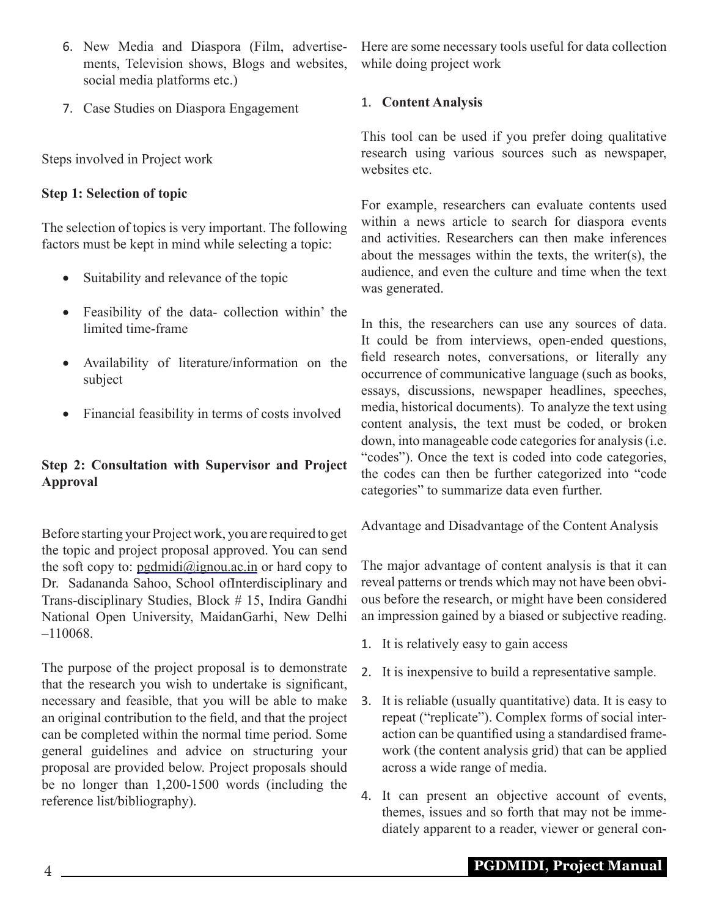6. New Media and Diaspora (Film, advertisements, Television shows, Blogs and websites, social media platforms etc.)
7. Case Studies on Diaspora Engagement

Steps involved in Project work

**Step 1: Selection of topic**

The selection of topics is very important. The following factors must be kept in mind while selecting a topic:

- Suitability and relevance of the topic
- Feasibility of the data- collection within' the limited time-frame
- Availability of literature/information on the subject
- Financial feasibility in terms of costs involved

**Step 2: Consultation with Supervisor and Project Approval**

Before starting your Project work, you are required to get the topic and project proposal approved. You can send the soft copy to: pgdmidi@ignou.ac.in or hard copy to Dr. Sadananda Sahoo, School ofInterdisciplinary and Trans-disciplinary Studies, Block # 15, Indira Gandhi National Open University, MaidanGarhi, New Delhi –110068.

The purpose of the project proposal is to demonstrate that the research you wish to undertake is significant, necessary and feasible, that you will be able to make an original contribution to the field, and that the project can be completed within the normal time period. Some general guidelines and advice on structuring your proposal are provided below. Project proposals should be no longer than 1,200-1500 words (including the reference list/bibliography).

Here are some necessary tools useful for data collection while doing project work

1. **Content Analysis**

This tool can be used if you prefer doing qualitative research using various sources such as newspaper, websites etc.

For example, researchers can evaluate contents used within a news article to search for diaspora events and activities. Researchers can then make inferences about the messages within the texts, the writer(s), the audience, and even the culture and time when the text was generated.

In this, the researchers can use any sources of data. It could be from interviews, open-ended questions, field research notes, conversations, or literally any occurrence of communicative language (such as books, essays, discussions, newspaper headlines, speeches, media, historical documents). To analyze the text using content analysis, the text must be coded, or broken down, into manageable code categories for analysis (i.e. "codes"). Once the text is coded into code categories, the codes can then be further categorized into "code categories" to summarize data even further.

Advantage and Disadvantage of the Content Analysis

The major advantage of content analysis is that it can reveal patterns or trends which may not have been obvious before the research, or might have been considered an impression gained by a biased or subjective reading.

1. It is relatively easy to gain access
2. It is inexpensive to build a representative sample.
3. It is reliable (usually quantitative) data. It is easy to repeat ("replicate"). Complex forms of social interaction can be quantified using a standardised framework (the content analysis grid) that can be applied across a wide range of media.
4. It can present an objective account of events, themes, issues and so forth that may not be immediately apparent to a reader, viewer or general con-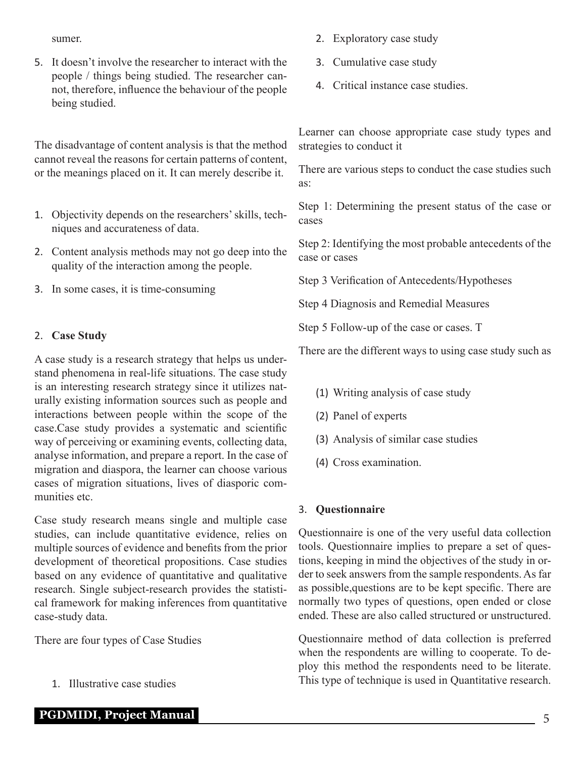sumer.

5. It doesn't involve the researcher to interact with the people / things being studied. The researcher cannot, therefore, influence the behaviour of the people being studied.

The disadvantage of content analysis is that the method cannot reveal the reasons for certain patterns of content, or the meanings placed on it. It can merely describe it.

1. Objectivity depends on the researchers' skills, techniques and accurateness of data.
2. Content analysis methods may not go deep into the quality of the interaction among the people.
3. In some cases, it is time-consuming

2. **Case Study**

A case study is a research strategy that helps us understand phenomena in real-life situations. The case study is an interesting research strategy since it utilizes naturally existing information sources such as people and interactions between people within the scope of the case.Case study provides a systematic and scientific way of perceiving or examining events, collecting data, analyse information, and prepare a report. In the case of migration and diaspora, the learner can choose various cases of migration situations, lives of diasporic communities etc.

Case study research means single and multiple case studies, can include quantitative evidence, relies on multiple sources of evidence and benefits from the prior development of theoretical propositions. Case studies based on any evidence of quantitative and qualitative research. Single subject-research provides the statistical framework for making inferences from quantitative case-study data.

There are four types of Case Studies

1. Illustrative case studies
2. Exploratory case study
3. Cumulative case study
4. Critical instance case studies.

Learner can choose appropriate case study types and strategies to conduct it

There are various steps to conduct the case studies such as:

Step 1: Determining the present status of the case or cases

Step 2: Identifying the most probable antecedents of the case or cases

Step 3 Verification of Antecedents/Hypotheses

Step 4 Diagnosis and Remedial Measures

Step 5 Follow-up of the case or cases. T

There are the different ways to using case study such as

(1) Writing analysis of case study

(2) Panel of experts

(3) Analysis of similar case studies

(4) Cross examination.

3. **Questionnaire**

Questionnaire is one of the very useful data collection tools. Questionnaire implies to prepare a set of questions, keeping in mind the objectives of the study in order to seek answers from the sample respondents. As far as possible,questions are to be kept specific. There are normally two types of questions, open ended or close ended. These are also called structured or unstructured.

Questionnaire method of data collection is preferred when the respondents are willing to cooperate. To deploy this method the respondents need to be literate. This type of technique is used in Quantitative research.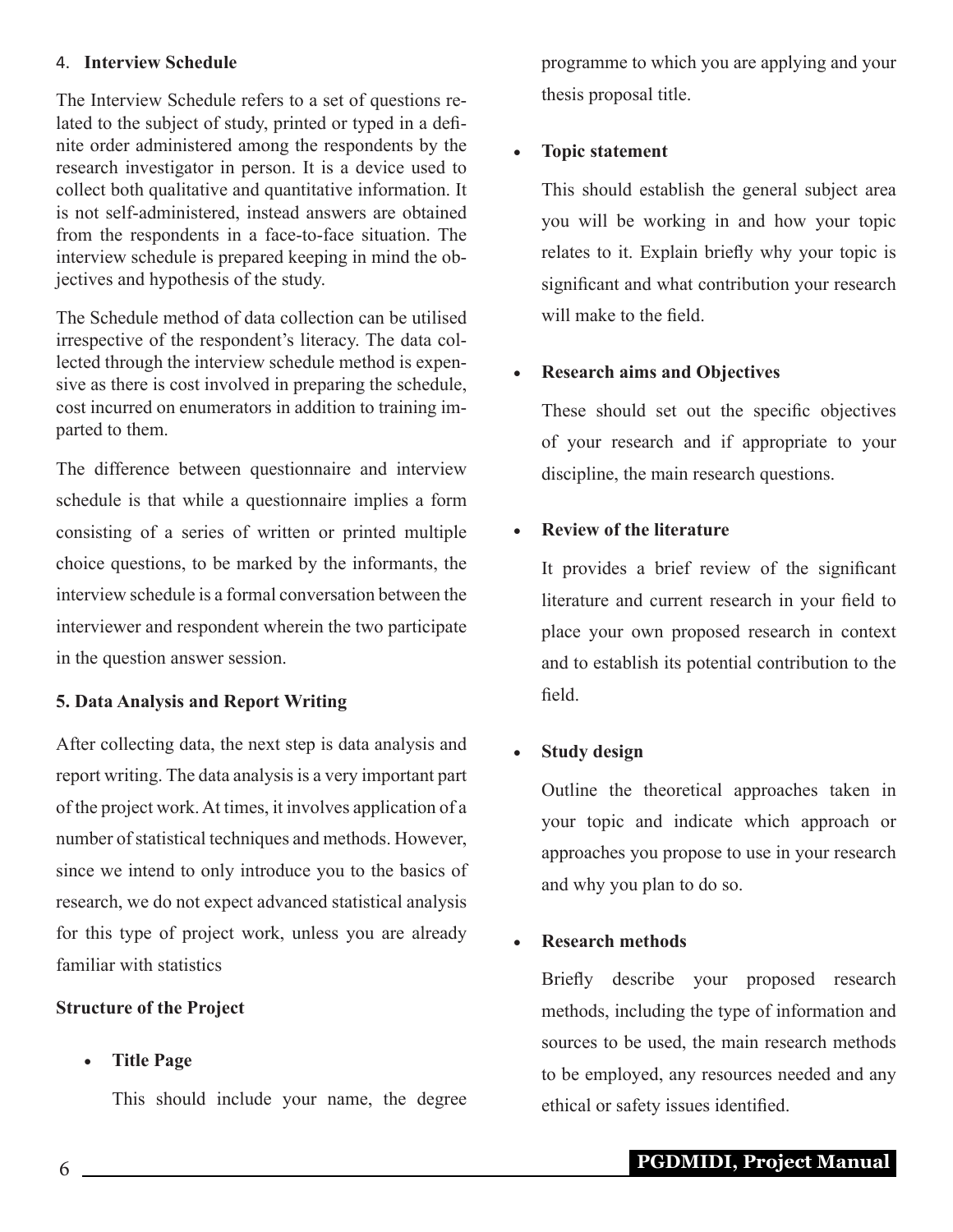4. **Interview Schedule**

The Interview Schedule refers to a set of questions related to the subject of study, printed or typed in a definite order administered among the respondents by the research investigator in person. It is a device used to collect both qualitative and quantitative information. It is not self-administered, instead answers are obtained from the respondents in a face-to-face situation. The interview schedule is prepared keeping in mind the objectives and hypothesis of the study.

The Schedule method of data collection can be utilised irrespective of the respondent's literacy. The data collected through the interview schedule method is expensive as there is cost involved in preparing the schedule, cost incurred on enumerators in addition to training imparted to them.

The difference between questionnaire and interview schedule is that while a questionnaire implies a form consisting of a series of written or printed multiple choice questions, to be marked by the informants, the interview schedule is a formal conversation between the interviewer and respondent wherein the two participate in the question answer session.

**5. Data Analysis and Report Writing**

After collecting data, the next step is data analysis and report writing. The data analysis is a very important part of the project work. At times, it involves application of a number of statistical techniques and methods. However, since we intend to only introduce you to the basics of research, we do not expect advanced statistical analysis for this type of project work, unless you are already familiar with statistics

**Structure of the Project**

- **Title Page**

  This should include your name, the degree programme to which you are applying and your thesis proposal title.

- **Topic statement**

  This should establish the general subject area you will be working in and how your topic relates to it. Explain briefly why your topic is significant and what contribution your research will make to the field.

- **Research aims and Objectives**

  These should set out the specific objectives of your research and if appropriate to your discipline, the main research questions.

- **Review of the literature**

  It provides a brief review of the significant literature and current research in your field to place your own proposed research in context and to establish its potential contribution to the field.

- **Study design**

  Outline the theoretical approaches taken in your topic and indicate which approach or approaches you propose to use in your research and why you plan to do so.

- **Research methods**

  Briefly describe your proposed research methods, including the type of information and sources to be used, the main research methods to be employed, any resources needed and any ethical or safety issues identified.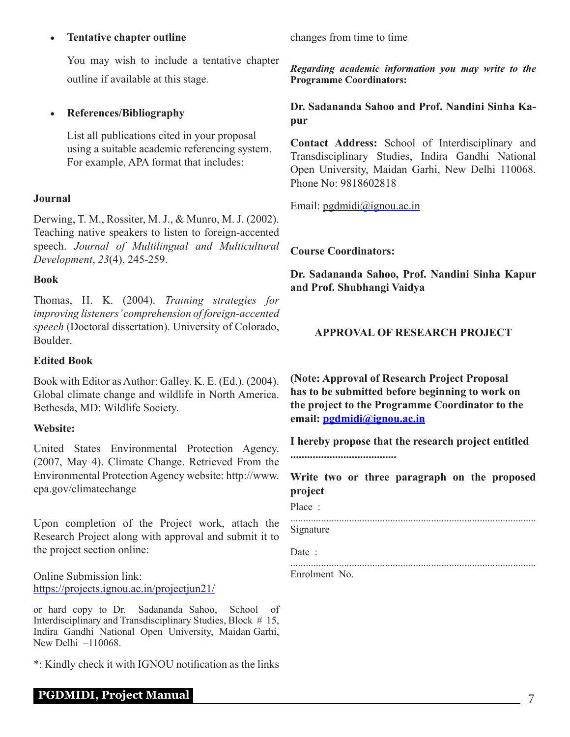- **Tentative chapter outline**

  You may wish to include a tentative chapter outline if available at this stage.

- **References/Bibliography**

  List all publications cited in your proposal using a suitable academic referencing system. For example, APA format that includes:

**Journal**

Derwing, T. M., Rossiter, M. J., & Munro, M. J. (2002). Teaching native speakers to listen to foreign-accented speech. *Journal of Multilingual and Multicultural Development*, *23*(4), 245-259.

**Book**

Thomas, H. K. (2004). *Training strategies for improving listeners' comprehension of foreign-accented speech* (Doctoral dissertation). University of Colorado, Boulder.

**Edited Book**

Book with Editor as Author: Galley. K. E. (Ed.). (2004). Global climate change and wildlife in North America. Bethesda, MD: Wildlife Society.

**Website:**

United States Environmental Protection Agency. (2007, May 4). Climate Change. Retrieved From the Environmental Protection Agency website: http://www.epa.gov/climatechange

Upon completion of the Project work, attach the Research Project along with approval and submit it to the project section online:

Online Submission link: https://projects.ignou.ac.in/projectjun21/

or hard copy to Dr. Sadananda Sahoo, School of Interdisciplinary and Transdisciplinary Studies, Block # 15, Indira Gandhi National Open University, Maidan Garhi, New Delhi –110068.

*: Kindly check it with IGNOU notification as the links changes from time to time

***Regarding academic information you may write to the*** **Programme Coordinators:**

**Dr. Sadananda Sahoo and Prof. Nandini Sinha Kapur**

**Contact Address:** School of Interdisciplinary and Transdisciplinary Studies, Indira Gandhi National Open University, Maidan Garhi, New Delhi 110068. Phone No: 9818602818

Email: pgdmidi@ignou.ac.in

**Course Coordinators:**

**Dr. Sadananda Sahoo, Prof. Nandini Sinha Kapur and Prof. Shubhangi Vaidya**

## APPROVAL OF RESEARCH PROJECT

**(Note: Approval of Research Project Proposal has to be submitted before beginning to work on the project to the Programme Coordinator to the email: pgdmidi@ignou.ac.in**

**I hereby propose that the research project entitled ......................................**

**Write two or three paragraph on the proposed project**

Place :

..............................................................................................

Signature

Date :

..............................................................................................

Enrolment No.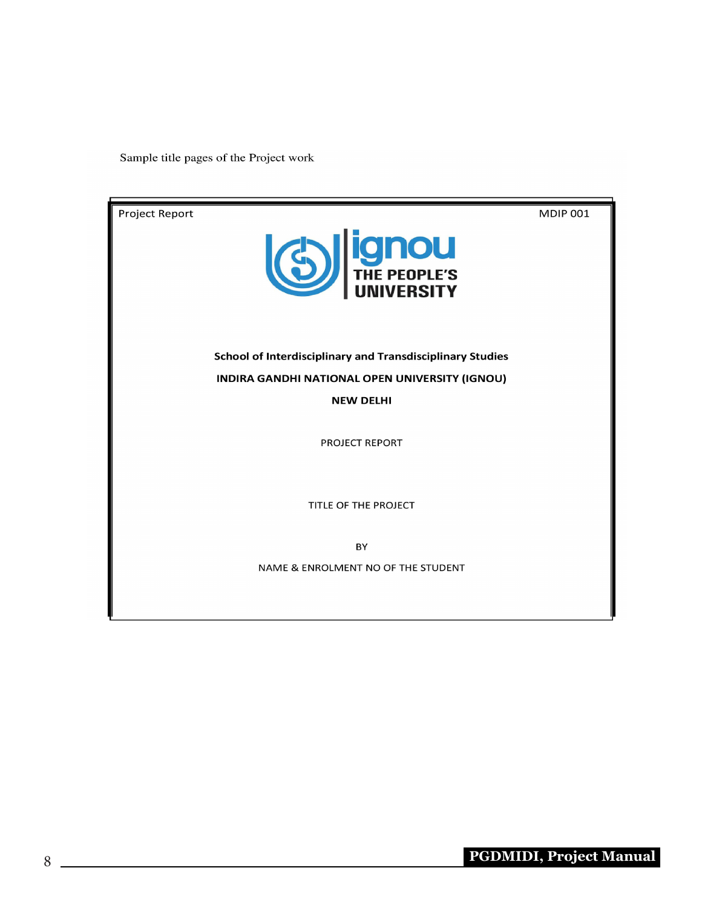Sample title pages of the Project work

Project Report MDIP 001

ignou THE PEOPLE'S UNIVERSITY

**School of Interdisciplinary and Transdisciplinary Studies**

**INDIRA GANDHI NATIONAL OPEN UNIVERSITY (IGNOU)**

**NEW DELHI**

PROJECT REPORT

TITLE OF THE PROJECT

BY

NAME & ENROLMENT NO OF THE STUDENT